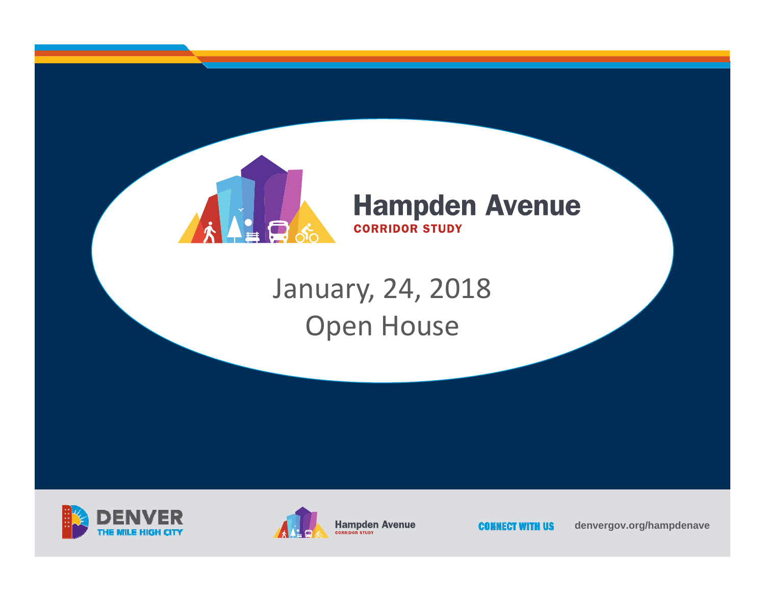# Hampden Avenue

CORRIDOR STUDY

January, 24, 2018

Open House

DENVER THE MILE HIGH CITY

Hampden Avenue CORRIDOR STUDY

CONNECT WITH US denvergov.org/hampdenave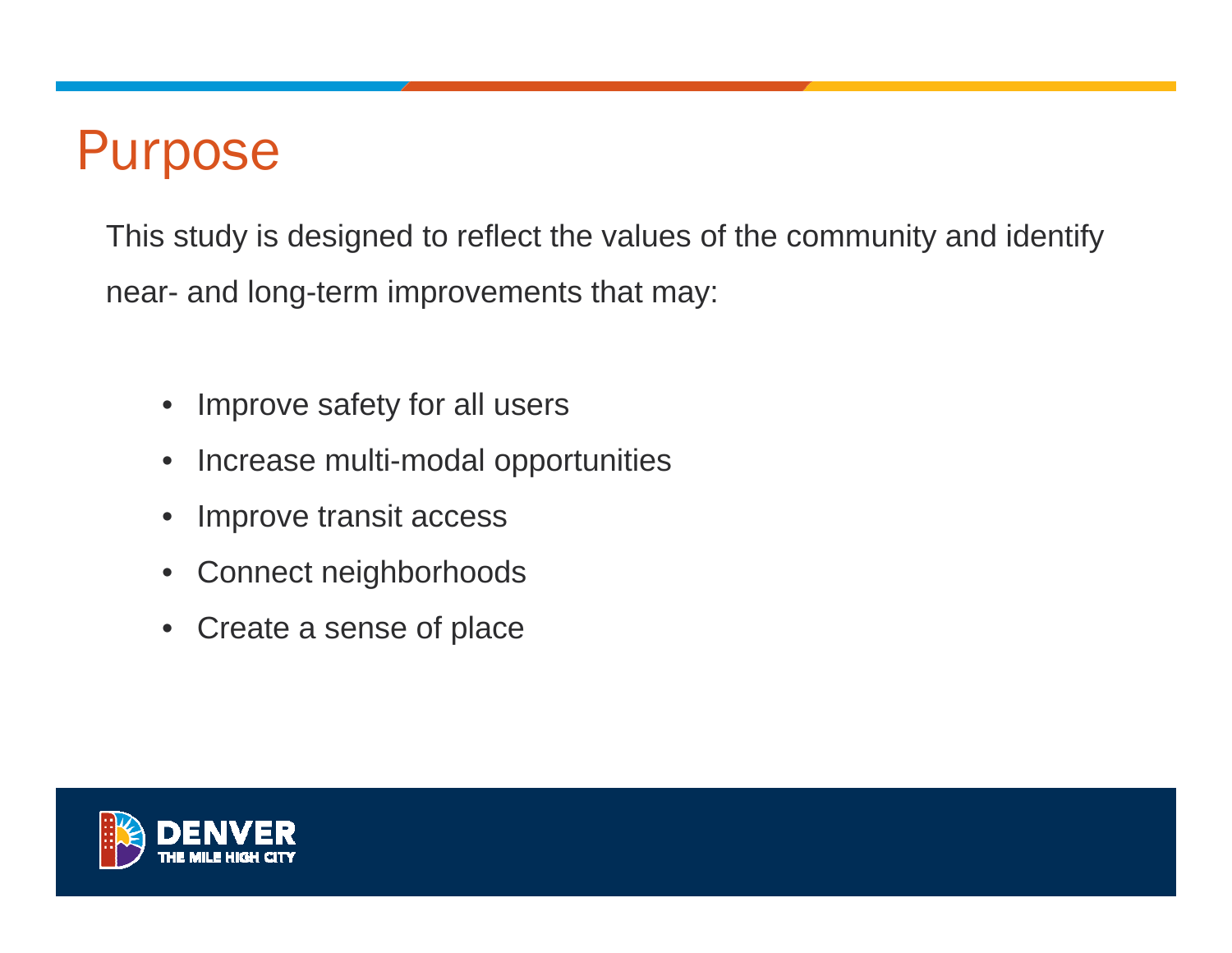# Purpose

This study is designed to reflect the values of the community and identify near- and long-term improvements that may:

- Improve safety for all users
- Increase multi-modal opportunities
- Improve transit access
- Connect neighborhoods
- Create a sense of place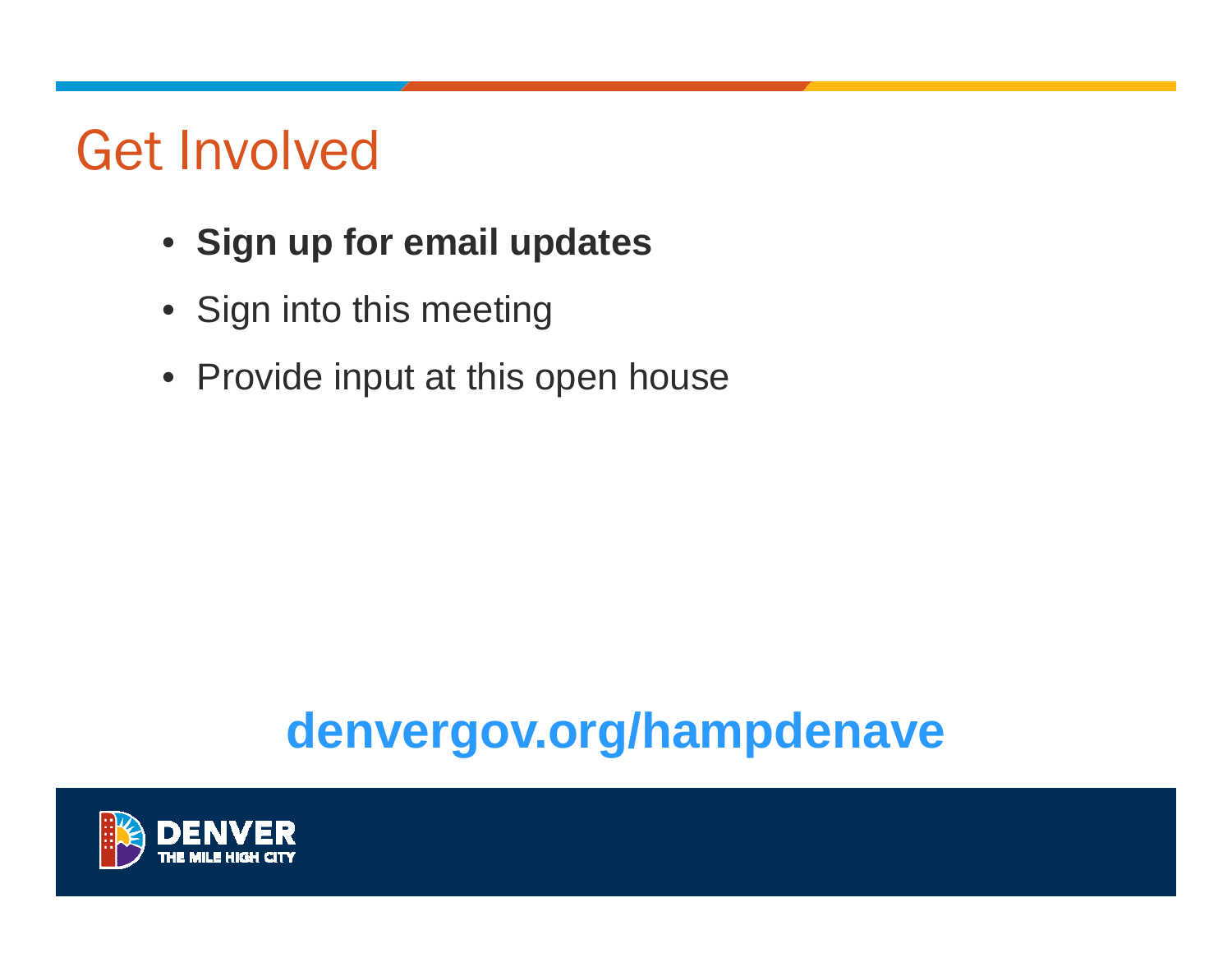# Get Involved

- **Sign up for email updates**
- Sign into this meeting
- Provide input at this open house

**denvergov.org/hampdenave**

DENVER
THE MILE HIGH CITY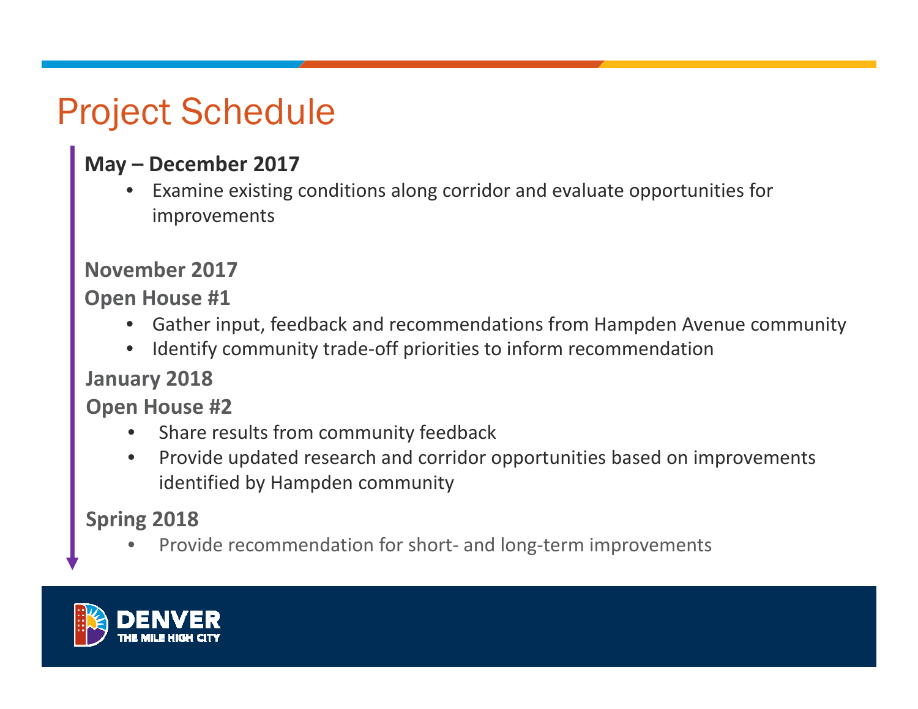# Project Schedule

**May – December 2017**

- Examine existing conditions along corridor and evaluate opportunities for improvements

**November 2017**

**Open House #1**

- Gather input, feedback and recommendations from Hampden Avenue community
- Identify community trade-off priorities to inform recommendation

**January 2018**

**Open House #2**

- Share results from community feedback
- Provide updated research and corridor opportunities based on improvements identified by Hampden community

**Spring 2018**

- Provide recommendation for short- and long-term improvements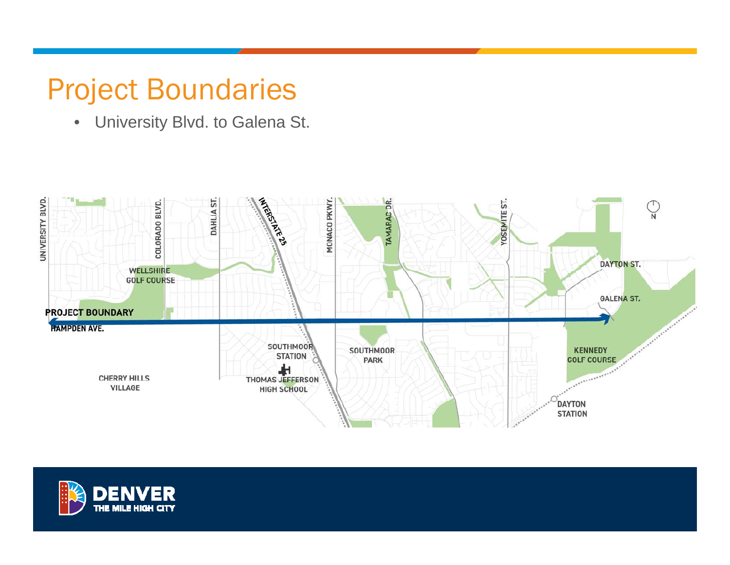# Project Boundaries

- University Blvd. to Galena St.

UNIVERSITY BLVD.

COLORADO BLVD.

DAHLIA ST.

INTERSTATE 25

MONACO PKWY.

TAMARAC DR.

YOSEMITE ST.

N

WELLSHIRE GOLF COURSE

DAYTON ST.

GALENA ST.

PROJECT BOUNDARY

HAMPDEN AVE.

SOUTHMOOR STATION

SOUTHMOOR PARK

KENNEDY GOLF COURSE

CHERRY HILLS VILLAGE

THOMAS JEFFERSON HIGH SCHOOL

DAYTON STATION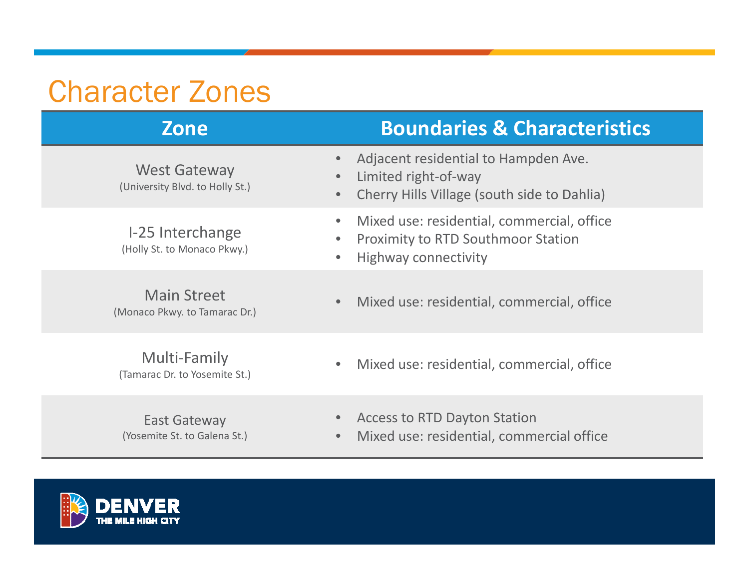# Character Zones

| Zone | Boundaries & Characteristics |
|---|---|
| West Gateway (University Blvd. to Holly St.) | • Adjacent residential to Hampden Ave. • Limited right-of-way • Cherry Hills Village (south side to Dahlia) |
| I-25 Interchange (Holly St. to Monaco Pkwy.) | • Mixed use: residential, commercial, office • Proximity to RTD Southmoor Station • Highway connectivity |
| Main Street (Monaco Pkwy. to Tamarac Dr.) | • Mixed use: residential, commercial, office |
| Multi-Family (Tamarac Dr. to Yosemite St.) | • Mixed use: residential, commercial, office |
| East Gateway (Yosemite St. to Galena St.) | • Access to RTD Dayton Station • Mixed use: residential, commercial office |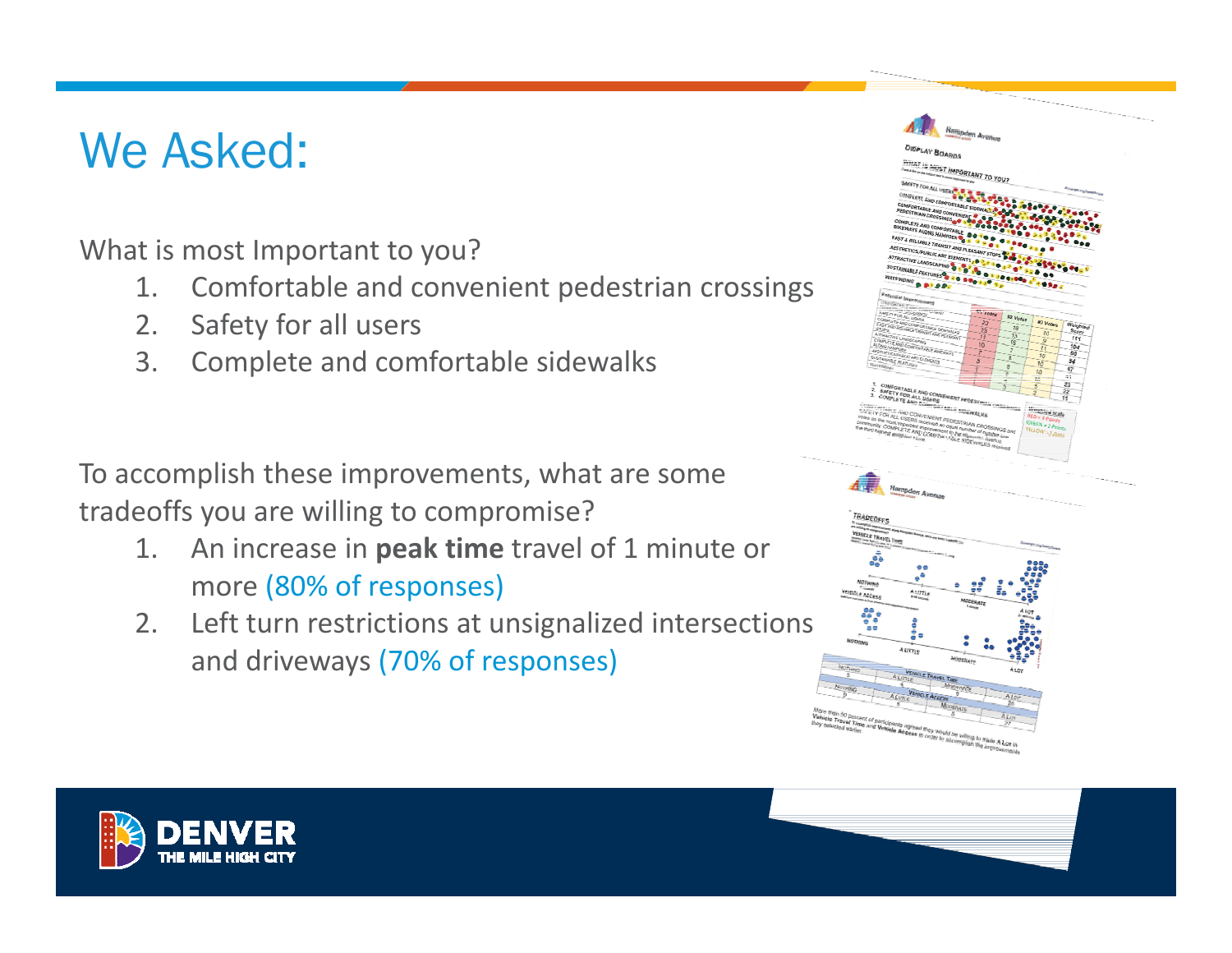# We Asked:

What is most Important to you?

1. Comfortable and convenient pedestrian crossings
2. Safety for all users
3. Complete and comfortable sidewalks

To accomplish these improvements, what are some tradeoffs you are willing to compromise?

1. An increase in **peak time** travel of 1 minute or more (80% of responses)
2. Left turn restrictions at unsignalized intersections and driveways (70% of responses)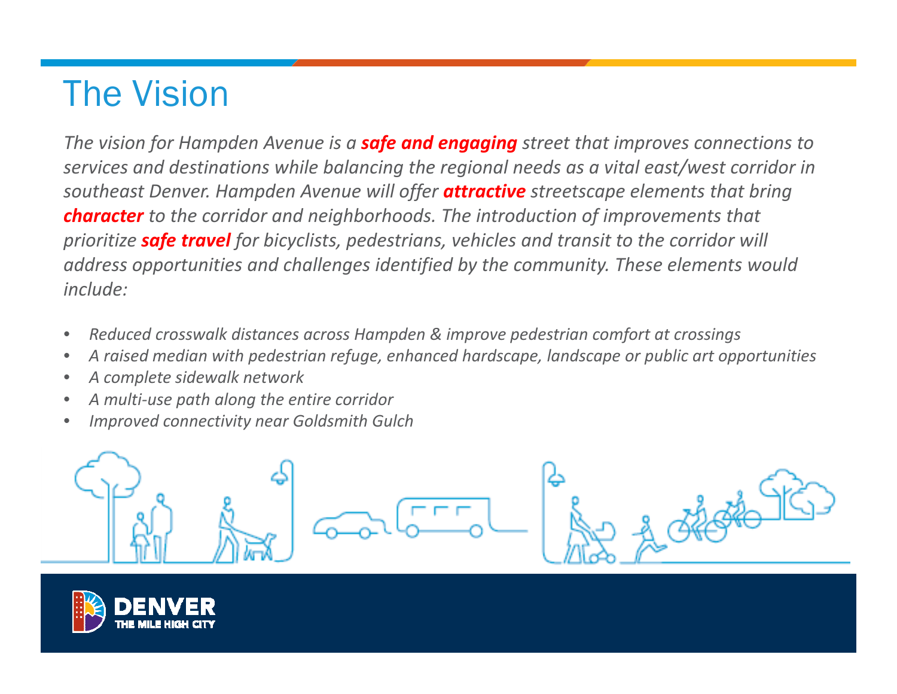# The Vision

*The vision for Hampden Avenue is a **safe and engaging** street that improves connections to services and destinations while balancing the regional needs as a vital east/west corridor in southeast Denver. Hampden Avenue will offer **attractive** streetscape elements that bring **character** to the corridor and neighborhoods. The introduction of improvements that prioritize **safe travel** for bicyclists, pedestrians, vehicles and transit to the corridor will address opportunities and challenges identified by the community. These elements would include:*

- *Reduced crosswalk distances across Hampden & improve pedestrian comfort at crossings*
- *A raised median with pedestrian refuge, enhanced hardscape, landscape or public art opportunities*
- *A complete sidewalk network*
- *A multi-use path along the entire corridor*
- *Improved connectivity near Goldsmith Gulch*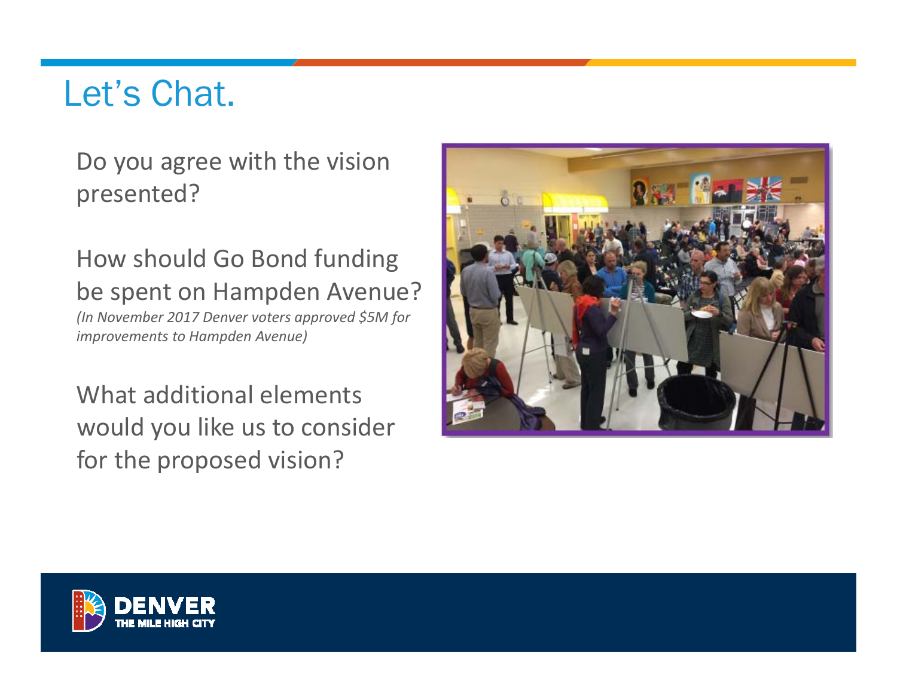# Let's Chat.

Do you agree with the vision presented?

How should Go Bond funding be spent on Hampden Avenue?
*(In November 2017 Denver voters approved $5M for improvements to Hampden Avenue)*

What additional elements would you like us to consider for the proposed vision?